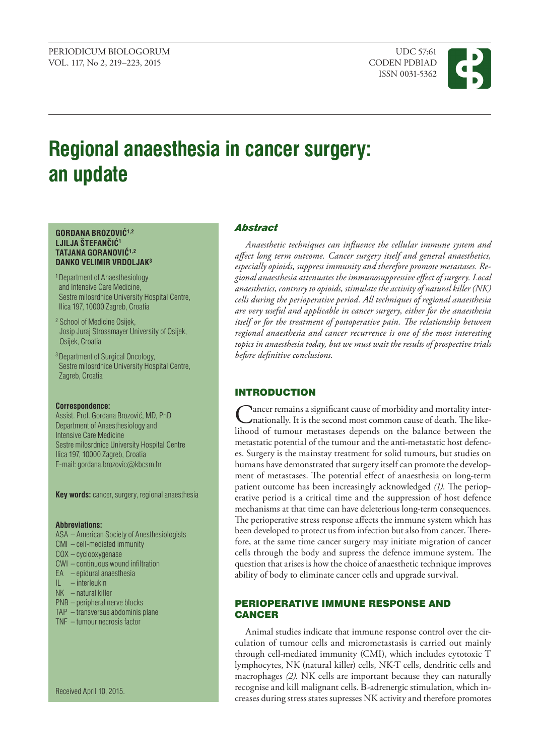# Regional anaesthesia in cancer surgery: an update

**GORDANA BROZOVIĆ[1,2]**
**LJILJA ŠTEFANČIĆ[1]**
**TATJANA GORANOVIĆ[1,2]**
**DANKO VELIMIR VRDOLJAK[3]**

[1] Department of Anaesthesiology and Intensive Care Medicine, Sestre milosrdnice University Hospital Centre, Ilica 197, 10000 Zagreb, Croatia

[2] School of Medicine Osijek, Josip Juraj Strossmayer University of Osijek, Osijek, Croatia

[3] Department of Surgical Oncology, Sestre milosrdnice University Hospital Centre, Zagreb, Croatia

**Correspondence:**
Assist. Prof. Gordana Brozović, MD, PhD
Department of Anaesthesiology and Intensive Care Medicine
Sestre milosrdnice University Hospital Centre
Ilica 197, 10000 Zagreb, Croatia
E-mail: gordana.brozovic@kbcsm.hr

**Key words:** cancer, surgery, regional anaesthesia

**Abbreviations:**
ASA – American Society of Anesthesiologists
CMI – cell-mediated immunity
COX – cyclooxygenase
CWI – continuous wound infiltration
EA – epidural anaesthesia
IL – interleukin
NK – natural killer
PNB – peripheral nerve blocks
TAP – transversus abdominis plane
TNF – tumour necrosis factor

Received April 10, 2015.

## Abstract

*Anaesthetic techniques can influence the cellular immune system and affect long term outcome. Cancer surgery itself and general anaesthetics, especially opioids, suppress immunity and therefore promote metastases. Regional anaesthesia attenuates the immunosuppressive effect of surgery. Local anaesthetics, contrary to opioids, stimulate the activity of natural killer (NK) cells during the perioperative period. All techniques of regional anaesthesia are very useful and applicable in cancer surgery, either for the anaesthesia itself or for the treatment of postoperative pain. The relationship between regional anaesthesia and cancer recurrence is one of the most interesting topics in anaesthesia today, but we must wait the results of prospective trials before definitive conclusions.*

## INTRODUCTION

Cancer remains a significant cause of morbidity and mortality internationally. It is the second most common cause of death. The likelihood of tumour metastases depends on the balance between the metastatic potential of the tumour and the anti-metastatic host defences. Surgery is the mainstay treatment for solid tumours, but studies on humans have demonstrated that surgery itself can promote the development of metastases. The potential effect of anaesthesia on long-term patient outcome has been increasingly acknowledged *(1)*. The perioperative period is a critical time and the suppression of host defence mechanisms at that time can have deleterious long-term consequences. The perioperative stress response affects the immune system which has been developed to protect us from infection but also from cancer. Therefore, at the same time cancer surgery may initiate migration of cancer cells through the body and supress the defence immune system. The question that arises is how the choice of anaesthetic technique improves ability of body to eliminate cancer cells and upgrade survival.

## PERIOPERATIVE IMMUNE RESPONSE AND CANCER

Animal studies indicate that immune response control over the circulation of tumour cells and micrometastasis is carried out mainly through cell-mediated immunity (CMI), which includes cytotoxic T lymphocytes, NK (natural killer) cells, NK-T cells, dendritic cells and macrophages *(2)*. NK cells are important because they can naturally recognise and kill malignant cells. B-adrenergic stimulation, which increases during stress states supresses NK activity and therefore promotes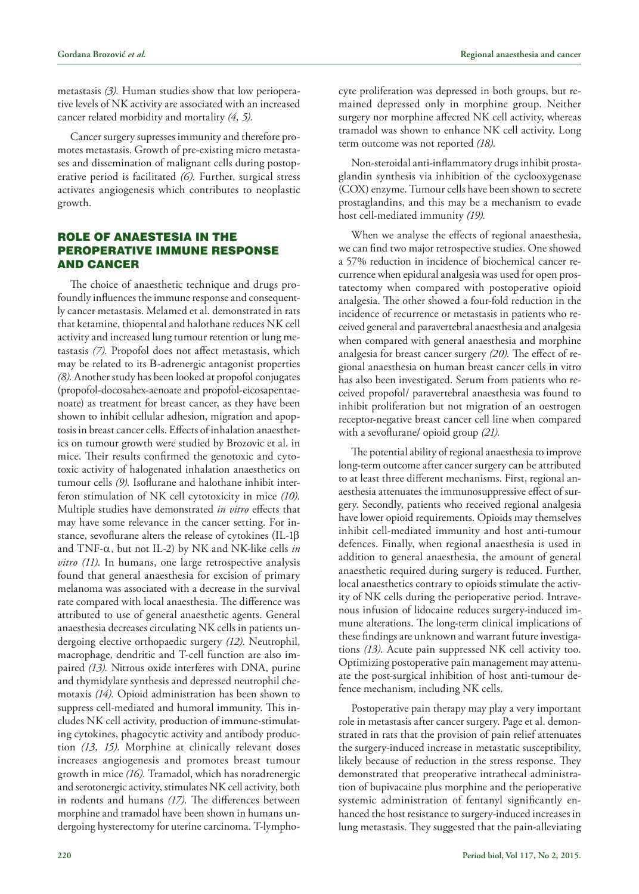metastasis *(3).* Human studies show that low perioperative levels of NK activity are associated with an increased cancer related morbidity and mortality *(4, 5).*

Cancer surgery supresses immunity and therefore promotes metastasis. Growth of pre-existing micro metastases and dissemination of malignant cells during postoperative period is facilitated *(6).* Further, surgical stress activates angiogenesis which contributes to neoplastic growth.

## ROLE OF ANAESTESIA IN THE PEROPERATIVE IMMUNE RESPONSE AND CANCER

The choice of anaesthetic technique and drugs profoundly influences the immune response and consequently cancer metastasis. Melamed et al. demonstrated in rats that ketamine, thiopental and halothane reduces NK cell activity and increased lung tumour retention or lung metastasis *(7).* Propofol does not affect metastasis, which may be related to its B-adrenergic antagonist properties *(8).* Another study has been looked at propofol conjugates (propofol-docosahex-aenoate and propofol-eicosapentaenoate) as treatment for breast cancer, as they have been shown to inhibit cellular adhesion, migration and apoptosis in breast cancer cells. Effects of inhalation anaesthetics on tumour growth were studied by Brozovic et al. in mice. Their results confirmed the genotoxic and cytotoxic activity of halogenated inhalation anaesthetics on tumour cells *(9).* Isoflurane and halothane inhibit interferon stimulation of NK cell cytotoxicity in mice *(10).* Multiple studies have demonstrated *in vitro* effects that may have some relevance in the cancer setting. For instance, sevoflurane alters the release of cytokines (IL-1β and TNF-α, but not IL-2) by NK and NK-like cells *in vitro (11).* In humans, one large retrospective analysis found that general anaesthesia for excision of primary melanoma was associated with a decrease in the survival rate compared with local anaesthesia. The difference was attributed to use of general anaesthetic agents. General anaesthesia decreases circulating NK cells in patients undergoing elective orthopaedic surgery *(12).* Neutrophil, macrophage, dendritic and T-cell function are also impaired *(13).* Nitrous oxide interferes with DNA, purine and thymidylate synthesis and depressed neutrophil chemotaxis *(14).* Opioid administration has been shown to suppress cell-mediated and humoral immunity. This includes NK cell activity, production of immune-stimulating cytokines, phagocytic activity and antibody production *(13, 15).* Morphine at clinically relevant doses increases angiogenesis and promotes breast tumour growth in mice *(16).* Tramadol, which has noradrenergic and serotonergic activity, stimulates NK cell activity, both in rodents and humans *(17).* The differences between morphine and tramadol have been shown in humans undergoing hysterectomy for uterine carcinoma. T-lymphocyte proliferation was depressed in both groups, but remained depressed only in morphine group. Neither surgery nor morphine affected NK cell activity, whereas tramadol was shown to enhance NK cell activity. Long term outcome was not reported *(18).*

Non-steroidal anti-inflammatory drugs inhibit prostaglandin synthesis via inhibition of the cyclooxygenase (COX) enzyme. Tumour cells have been shown to secrete prostaglandins, and this may be a mechanism to evade host cell-mediated immunity *(19).*

When we analyse the effects of regional anaesthesia, we can find two major retrospective studies. One showed a 57% reduction in incidence of biochemical cancer recurrence when epidural analgesia was used for open prostatectomy when compared with postoperative opioid analgesia. The other showed a four-fold reduction in the incidence of recurrence or metastasis in patients who received general and paravertebral anaesthesia and analgesia when compared with general anaesthesia and morphine analgesia for breast cancer surgery *(20).* The effect of regional anaesthesia on human breast cancer cells in vitro has also been investigated. Serum from patients who received propofol/ paravertebral anaesthesia was found to inhibit proliferation but not migration of an oestrogen receptor-negative breast cancer cell line when compared with a sevoflurane/ opioid group *(21).*

The potential ability of regional anaesthesia to improve long-term outcome after cancer surgery can be attributed to at least three different mechanisms. First, regional anaesthesia attenuates the immunosuppressive effect of surgery. Secondly, patients who received regional analgesia have lower opioid requirements. Opioids may themselves inhibit cell-mediated immunity and host anti-tumour defences. Finally, when regional anaesthesia is used in addition to general anaesthesia, the amount of general anaesthetic required during surgery is reduced. Further, local anaesthetics contrary to opioids stimulate the activity of NK cells during the perioperative period. Intravenous infusion of lidocaine reduces surgery-induced immune alterations. The long-term clinical implications of these findings are unknown and warrant future investigations *(13).* Acute pain suppressed NK cell activity too. Optimizing postoperative pain management may attenuate the post-surgical inhibition of host anti-tumour defence mechanism, including NK cells.

Postoperative pain therapy may play a very important role in metastasis after cancer surgery. Page et al. demonstrated in rats that the provision of pain relief attenuates the surgery-induced increase in metastatic susceptibility, likely because of reduction in the stress response. They demonstrated that preoperative intrathecal administration of bupivacaine plus morphine and the perioperative systemic administration of fentanyl significantly enhanced the host resistance to surgery-induced increases in lung metastasis. They suggested that the pain-alleviating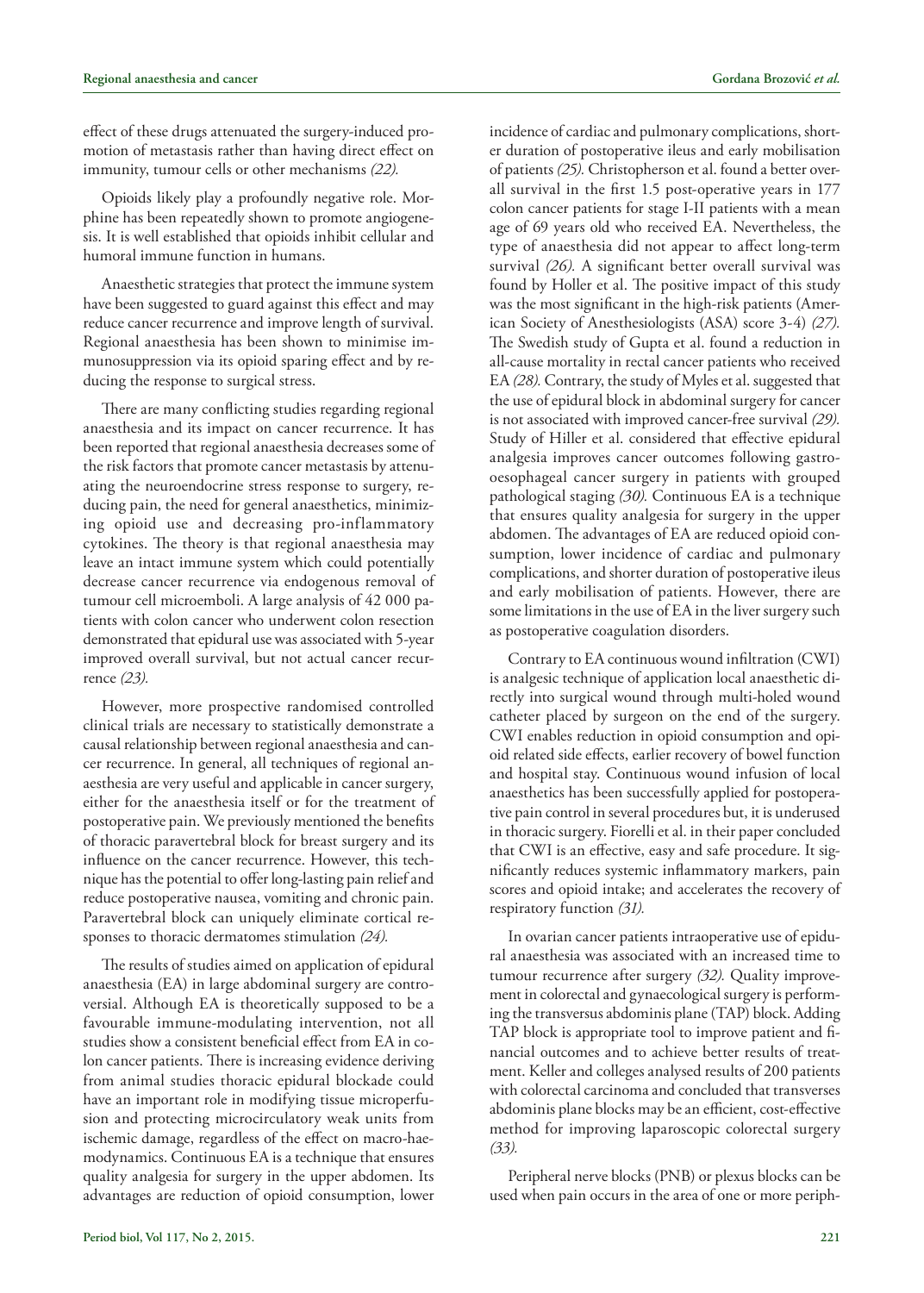effect of these drugs attenuated the surgery-induced promotion of metastasis rather than having direct effect on immunity, tumour cells or other mechanisms *(22).*

Opioids likely play a profoundly negative role. Morphine has been repeatedly shown to promote angiogenesis. It is well established that opioids inhibit cellular and humoral immune function in humans.

Anaesthetic strategies that protect the immune system have been suggested to guard against this effect and may reduce cancer recurrence and improve length of survival. Regional anaesthesia has been shown to minimise immunosuppression via its opioid sparing effect and by reducing the response to surgical stress.

There are many conflicting studies regarding regional anaesthesia and its impact on cancer recurrence. It has been reported that regional anaesthesia decreases some of the risk factors that promote cancer metastasis by attenuating the neuroendocrine stress response to surgery, reducing pain, the need for general anaesthetics, minimizing opioid use and decreasing pro-inflammatory cytokines. The theory is that regional anaesthesia may leave an intact immune system which could potentially decrease cancer recurrence via endogenous removal of tumour cell microemboli. A large analysis of 42 000 patients with colon cancer who underwent colon resection demonstrated that epidural use was associated with 5-year improved overall survival, but not actual cancer recurrence *(23).*

However, more prospective randomised controlled clinical trials are necessary to statistically demonstrate a causal relationship between regional anaesthesia and cancer recurrence. In general, all techniques of regional anaesthesia are very useful and applicable in cancer surgery, either for the anaesthesia itself or for the treatment of postoperative pain. We previously mentioned the benefits of thoracic paravertebral block for breast surgery and its influence on the cancer recurrence. However, this technique has the potential to offer long-lasting pain relief and reduce postoperative nausea, vomiting and chronic pain. Paravertebral block can uniquely eliminate cortical responses to thoracic dermatomes stimulation *(24).*

The results of studies aimed on application of epidural anaesthesia (EA) in large abdominal surgery are controversial. Although EA is theoretically supposed to be a favourable immune-modulating intervention, not all studies show a consistent beneficial effect from EA in colon cancer patients. There is increasing evidence deriving from animal studies thoracic epidural blockade could have an important role in modifying tissue microperfusion and protecting microcirculatory weak units from ischemic damage, regardless of the effect on macro-haemodynamics. Continuous EA is a technique that ensures quality analgesia for surgery in the upper abdomen. Its advantages are reduction of opioid consumption, lower incidence of cardiac and pulmonary complications, shorter duration of postoperative ileus and early mobilisation of patients *(25).* Christopherson et al. found a better overall survival in the first 1.5 post-operative years in 177 colon cancer patients for stage I-II patients with a mean age of 69 years old who received EA. Nevertheless, the type of anaesthesia did not appear to affect long-term survival *(26).* A significant better overall survival was found by Holler et al. The positive impact of this study was the most significant in the high-risk patients (American Society of Anesthesiologists (ASA) score 3-4) *(27).* The Swedish study of Gupta et al. found a reduction in all-cause mortality in rectal cancer patients who received EA *(28).* Contrary, the study of Myles et al. suggested that the use of epidural block in abdominal surgery for cancer is not associated with improved cancer-free survival *(29).* Study of Hiller et al. considered that effective epidural analgesia improves cancer outcomes following gastro-oesophageal cancer surgery in patients with grouped pathological staging *(30).* Continuous EA is a technique that ensures quality analgesia for surgery in the upper abdomen. The advantages of EA are reduced opioid consumption, lower incidence of cardiac and pulmonary complications, and shorter duration of postoperative ileus and early mobilisation of patients. However, there are some limitations in the use of EA in the liver surgery such as postoperative coagulation disorders.

Contrary to EA continuous wound infiltration (CWI) is analgesic technique of application local anaesthetic directly into surgical wound through multi-holed wound catheter placed by surgeon on the end of the surgery. CWI enables reduction in opioid consumption and opioid related side effects, earlier recovery of bowel function and hospital stay. Continuous wound infusion of local anaesthetics has been successfully applied for postoperative pain control in several procedures but, it is underused in thoracic surgery. Fiorelli et al. in their paper concluded that CWI is an effective, easy and safe procedure. It significantly reduces systemic inflammatory markers, pain scores and opioid intake; and accelerates the recovery of respiratory function *(31).*

In ovarian cancer patients intraoperative use of epidural anaesthesia was associated with an increased time to tumour recurrence after surgery *(32).* Quality improvement in colorectal and gynaecological surgery is performing the transversus abdominis plane (TAP) block. Adding TAP block is appropriate tool to improve patient and financial outcomes and to achieve better results of treatment. Keller and colleges analysed results of 200 patients with colorectal carcinoma and concluded that transverses abdominis plane blocks may be an efficient, cost-effective method for improving laparoscopic colorectal surgery *(33).*

Peripheral nerve blocks (PNB) or plexus blocks can be used when pain occurs in the area of one or more periph-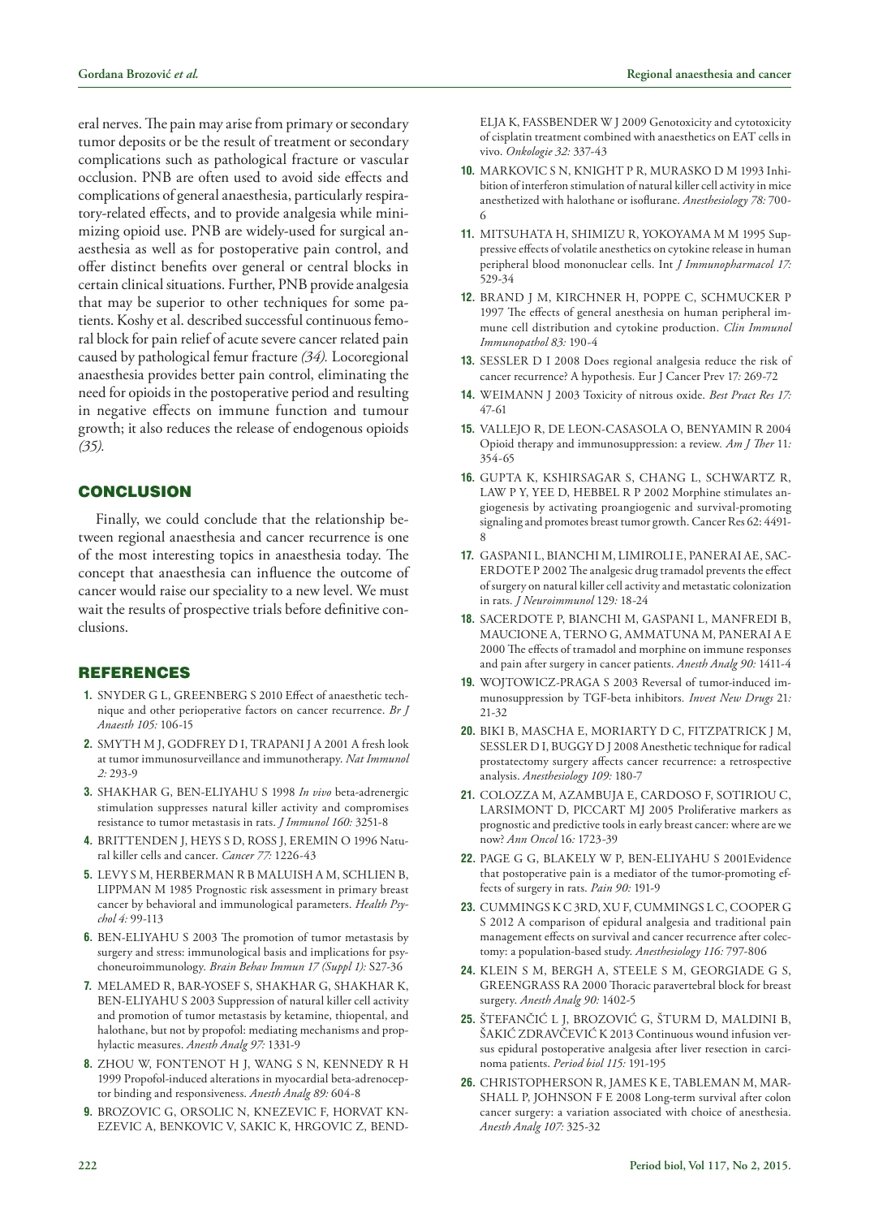eral nerves. The pain may arise from primary or secondary tumor deposits or be the result of treatment or secondary complications such as pathological fracture or vascular occlusion. PNB are often used to avoid side effects and complications of general anaesthesia, particularly respiratory-related effects, and to provide analgesia while minimizing opioid use. PNB are widely-used for surgical anaesthesia as well as for postoperative pain control, and offer distinct benefits over general or central blocks in certain clinical situations. Further, PNB provide analgesia that may be superior to other techniques for some patients. Koshy et al. described successful continuous femoral block for pain relief of acute severe cancer related pain caused by pathological femur fracture *(34)*. Locoregional anaesthesia provides better pain control, eliminating the need for opioids in the postoperative period and resulting in negative effects on immune function and tumour growth; it also reduces the release of endogenous opioids *(35)*.

## CONCLUSION

Finally, we could conclude that the relationship between regional anaesthesia and cancer recurrence is one of the most interesting topics in anaesthesia today. The concept that anaesthesia can influence the outcome of cancer would raise our speciality to a new level. We must wait the results of prospective trials before definitive conclusions.

## REFERENCES

1. SNYDER G L, GREENBERG S 2010 Effect of anaesthetic technique and other perioperative factors on cancer recurrence. *Br J Anaesth 105:* 106-15
2. SMYTH M J, GODFREY D I, TRAPANI J A 2001 A fresh look at tumor immunosurveillance and immunotherapy. *Nat Immunol 2:* 293-9
3. SHAKHAR G, BEN-ELIYAHU S 1998 *In vivo* beta-adrenergic stimulation suppresses natural killer activity and compromises resistance to tumor metastasis in rats. *J Immunol 160:* 3251-8
4. BRITTENDEN J, HEYS S D, ROSS J, EREMIN O 1996 Natural killer cells and cancer. *Cancer 77:* 1226-43
5. LEVY S M, HERBERMAN R B MALUISH A M, SCHLIEN B, LIPPMAN M 1985 Prognostic risk assessment in primary breast cancer by behavioral and immunological parameters. *Health Psychol 4:* 99-113
6. BEN-ELIYAHU S 2003 The promotion of tumor metastasis by surgery and stress: immunological basis and implications for psychoneuroimmunology. *Brain Behav Immun 17 (Suppl 1):* S27-36
7. MELAMED R, BAR-YOSEF S, SHAKHAR G, SHAKHAR K, BEN-ELIYAHU S 2003 Suppression of natural killer cell activity and promotion of tumor metastasis by ketamine, thiopental, and halothane, but not by propofol: mediating mechanisms and prophylactic measures. *Anesth Analg 97:* 1331-9
8. ZHOU W, FONTENOT H J, WANG S N, KENNEDY R H 1999 Propofol-induced alterations in myocardial beta-adrenoceptor binding and responsiveness. *Anesth Analg 89:* 604-8
9. BROZOVIC G, ORSOLIC N, KNEZEVIC F, HORVAT KNEZEVIC A, BENKOVIC V, SAKIC K, HRGOVIC Z, BENDELJA K, FASSBENDER W J 2009 Genotoxicity and cytotoxicity of cisplatin treatment combined with anaesthetics on EAT cells in vivo. *Onkologie 32:* 337-43
10. MARKOVIC S N, KNIGHT P R, MURASKO D M 1993 Inhibition of interferon stimulation of natural killer cell activity in mice anesthetized with halothane or isoflurane. *Anesthesiology 78:* 700-6
11. MITSUHATA H, SHIMIZU R, YOKOYAMA M M 1995 Suppressive effects of volatile anesthetics on cytokine release in human peripheral blood mononuclear cells. Int *J Immunopharmacol 17:* 529-34
12. BRAND J M, KIRCHNER H, POPPE C, SCHMUCKER P 1997 The effects of general anesthesia on human peripheral immune cell distribution and cytokine production. *Clin Immunol Immunopathol 83:* 190-4
13. SESSLER D I 2008 Does regional analgesia reduce the risk of cancer recurrence? A hypothesis. Eur J Cancer Prev 17*:* 269-72
14. WEIMANN J 2003 Toxicity of nitrous oxide. *Best Pract Res 17:* 47-61
15. VALLEJO R, DE LEON-CASASOLA O, BENYAMIN R 2004 Opioid therapy and immunosuppression: a review. *Am J Ther* 11*:* 354-65
16. GUPTA K, KSHIRSAGAR S, CHANG L, SCHWARTZ R, LAW P Y, YEE D, HEBBEL R P 2002 Morphine stimulates angiogenesis by activating proangiogenic and survival-promoting signaling and promotes breast tumor growth. Cancer Res 62: 4491-8
17. GASPANI L, BIANCHI M, LIMIROLI E, PANERAI AE, SACERDOTE P 2002 The analgesic drug tramadol prevents the effect of surgery on natural killer cell activity and metastatic colonization in rats. *J Neuroimmunol* 129*:* 18-24
18. SACERDOTE P, BIANCHI M, GASPANI L, MANFREDI B, MAUCIONE A, TERNO G, AMMATUNA M, PANERAI A E 2000 The effects of tramadol and morphine on immune responses and pain after surgery in cancer patients. *Anesth Analg 90:* 1411-4
19. WOJTOWICZ-PRAGA S 2003 Reversal of tumor-induced immunosuppression by TGF-beta inhibitors. *Invest New Drugs* 21*:* 21-32
20. BIKI B, MASCHA E, MORIARTY D C, FITZPATRICK J M, SESSLER D I, BUGGY D J 2008 Anesthetic technique for radical prostatectomy surgery affects cancer recurrence: a retrospective analysis. *Anesthesiology 109:* 180-7
21. COLOZZA M, AZAMBUJA E, CARDOSO F, SOTIRIOU C, LARSIMONT D, PICCART MJ 2005 Proliferative markers as prognostic and predictive tools in early breast cancer: where are we now? *Ann Oncol* 16*:* 1723-39
22. PAGE G G, BLAKELY W P, BEN-ELIYAHU S 2001Evidence that postoperative pain is a mediator of the tumor-promoting effects of surgery in rats. *Pain 90:* 191-9
23. CUMMINGS K C 3RD, XU F, CUMMINGS L C, COOPER G S 2012 A comparison of epidural analgesia and traditional pain management effects on survival and cancer recurrence after colectomy: a population-based study. *Anesthesiology 116:* 797-806
24. KLEIN S M, BERGH A, STEELE S M, GEORGIADE G S, GREENGRASS RA 2000 Thoracic paravertebral block for breast surgery. *Anesth Analg 90:* 1402-5
25. ŠTEFANČIĆ L J, BROZOVIĆ G, ŠTURM D, MALDINI B, ŠAKIĆ ZDRAVČEVIĆ K 2013 Continuous wound infusion versus epidural postoperative analgesia after liver resection in carcinoma patients. *Period biol 115:* 191-195
26. CHRISTOPHERSON R, JAMES K E, TABLEMAN M, MARSHALL P, JOHNSON F E 2008 Long-term survival after colon cancer surgery: a variation associated with choice of anesthesia. *Anesth Analg 107:* 325-32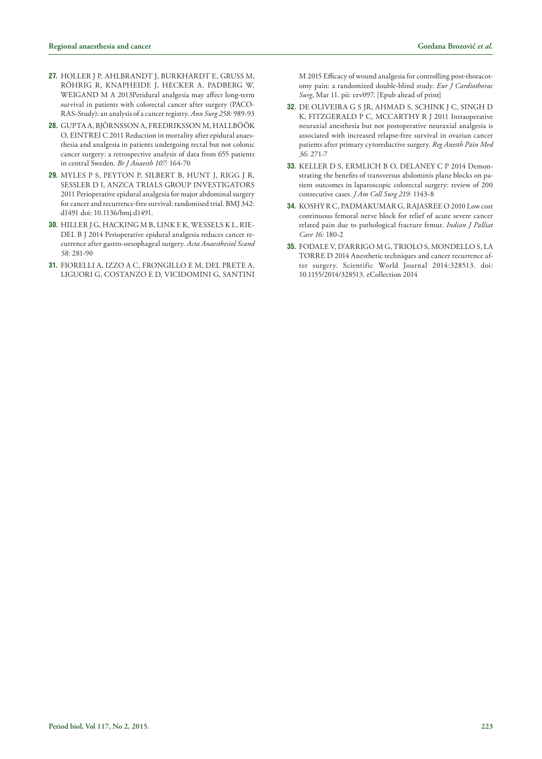27. HOLLER J P, AHLBRANDT J, BURKHARDT E, GRUSS M, RÖHRIG R, KNAPHEIDE J, HECKER A, PADBERG W, WEIGAND M A 2013Peridural analgesia may affect long-term survival in patients with colorectal cancer after surgery (PACO-RAS-Study): an analysis of a cancer registry. *Ann Surg 258:* 989-93

28. GUPTA A, BJÖRNSSON A, FREDRIKSSON M, HALLBÖÖK O, EINTREI C 2011 Reduction in mortality after epidural anaesthesia and analgesia in patients undergoing rectal but not colonic cancer surgery: a retrospective analysis of data from 655 patients in central Sweden. *Br J Anaesth 107:* 164-70

29. MYLES P S, PEYTON P, SILBERT B, HUNT J, RIGG J R, SESSLER D I, ANZCA TRIALS GROUP INVESTIGATORS 2011 Perioperative epidural analgesia for major abdominal surgery for cancer and recurrence-free survival: randomised trial. BMJ 342: d1491 doi: 10.1136/bmj.d1491.

30. HILLER J G, HACKING M B, LINK E K, WESSELS K L, RIEDEL B J 2014 Perioperative epidural analgesia reduces cancer recurrence after gastro-oesophageal surgery. *Acta Anaesthesiol Scand 58:* 281-90

31. FIORELLI A, IZZO A C, FRONGILLO E M, DEL PRETE A, LIGUORI G, COSTANZO E D, VICIDOMINI G, SANTINI M 2015 Efficacy of wound analgesia for controlling post-thoracotomy pain: a randomized double-blind study. *Eur J Cardiothorac Surg*, Mar 11. pii: ezv097. [Epub ahead of print]

32. DE OLIVEIRA G S JR, AHMAD S, SCHINK J C, SINGH D K, FITZGERALD P C, MCCARTHY R J 2011 Intraoperative neuraxial anesthesia but not postoperative neuraxial analgesia is associated with increased relapse-free survival in ovarian cancer patients after primary cytoreductive surgery. *Reg Anesth Pain Med 36:* 271-7

33. KELLER D S, ERMLICH B O, DELANEY C P 2014 Demonstrating the benefits of transversus abdominis plane blocks on patient outcomes in laparoscopic colorectal surgery: review of 200 consecutive cases. *J Am Coll Surg 219:* 1143-8

34. KOSHY R C, PADMAKUMAR G, RAJASREE O 2010 Low cost continuous femoral nerve block for relief of acute severe cancer related pain due to pathological fracture femur. *Indian J Palliat Care 16:* 180-2

35. FODALE V, D'ARRIGO M G, TRIOLO S, MONDELLO S, LA TORRE D 2014 Anesthetic techniques and cancer recurrence after surgery. Scientific World Journal 2014:328513. doi: 10.1155/2014/328513. eCollection 2014